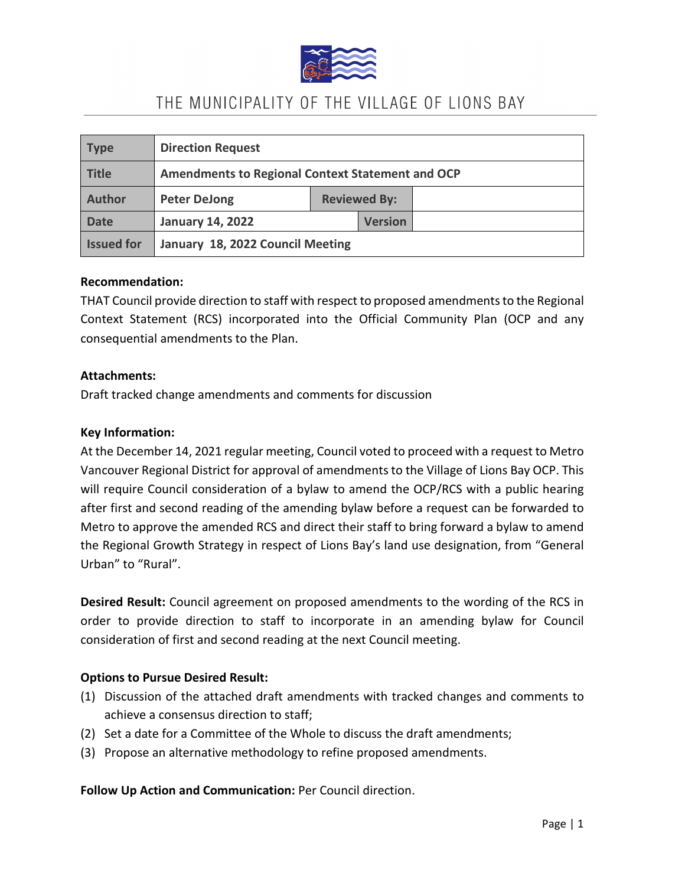# THE MUNICIPALITY OF THE VILLAGE OF LIONS BAY

| | | | |
|---|---|---|---|
| **Type** | **Direction Request** | | |
| **Title** | **Amendments to Regional Context Statement and OCP** | | |
| **Author** | **Peter DeJong** | **Reviewed By:** | |
| **Date** | **January 14, 2022** | **Version** | |
| **Issued for** | **January 18, 2022 Council Meeting** | | |

**Recommendation:**

THAT Council provide direction to staff with respect to proposed amendments to the Regional Context Statement (RCS) incorporated into the Official Community Plan (OCP and any consequential amendments to the Plan.

**Attachments:**

Draft tracked change amendments and comments for discussion

**Key Information:**

At the December 14, 2021 regular meeting, Council voted to proceed with a request to Metro Vancouver Regional District for approval of amendments to the Village of Lions Bay OCP. This will require Council consideration of a bylaw to amend the OCP/RCS with a public hearing after first and second reading of the amending bylaw before a request can be forwarded to Metro to approve the amended RCS and direct their staff to bring forward a bylaw to amend the Regional Growth Strategy in respect of Lions Bay's land use designation, from "General Urban" to "Rural".

**Desired Result:** Council agreement on proposed amendments to the wording of the RCS in order to provide direction to staff to incorporate in an amending bylaw for Council consideration of first and second reading at the next Council meeting.

**Options to Pursue Desired Result:**

(1) Discussion of the attached draft amendments with tracked changes and comments to achieve a consensus direction to staff;
(2) Set a date for a Committee of the Whole to discuss the draft amendments;
(3) Propose an alternative methodology to refine proposed amendments.

**Follow Up Action and Communication:** Per Council direction.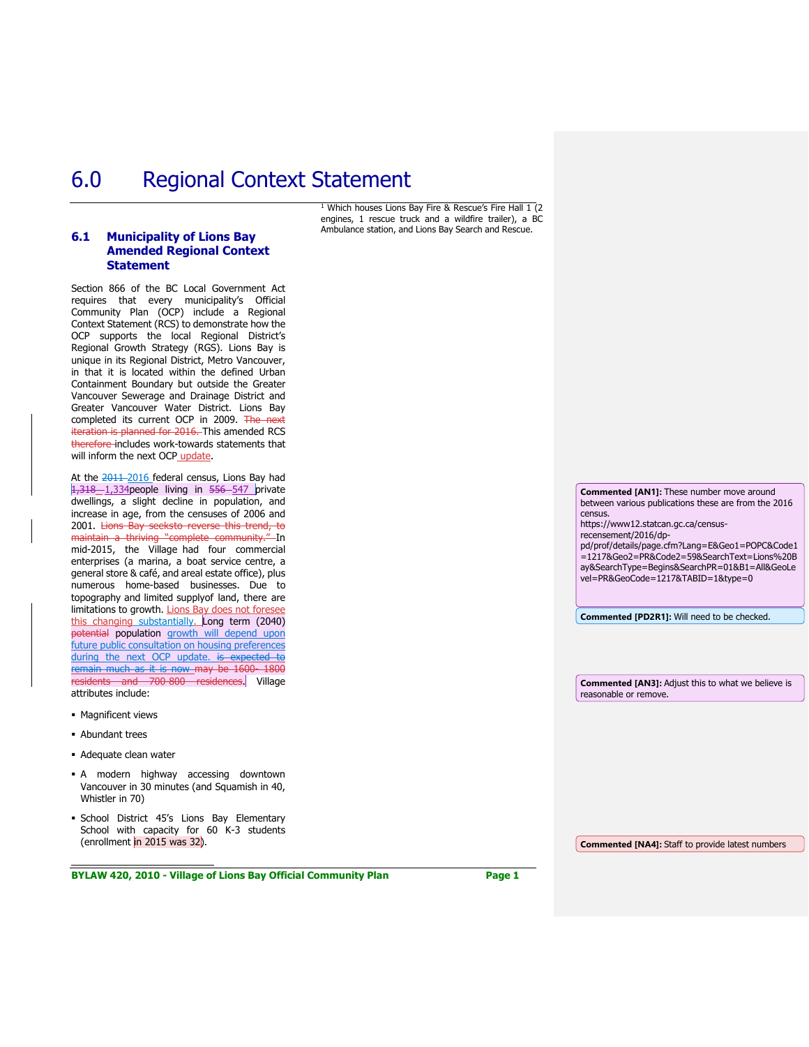# 6.0 Regional Context Statement

## 6.1 Municipality of Lions Bay Amended Regional Context Statement

Section 866 of the BC Local Government Act requires that every municipality's Official Community Plan (OCP) include a Regional Context Statement (RCS) to demonstrate how the OCP supports the local Regional District's Regional Growth Strategy (RGS). Lions Bay is unique in its Regional District, Metro Vancouver, in that it is located within the defined Urban Containment Boundary but outside the Greater Vancouver Sewerage and Drainage District and Greater Vancouver Water District. Lions Bay completed its current OCP in 2009. ~~The next iteration is planned for 2016.~~ This amended RCS ~~therefore~~ includes work-towards statements that will inform the next OCP update.

At the ~~2011~~ 2016 federal census, Lions Bay had ~~1,318~~ 1,334 people living in ~~556~~ 547 private dwellings, a slight decline in population, and increase in age, from the censuses of 2006 and 2001. ~~Lions Bay seeksto reverse this trend, to maintain a thriving "complete community."~~ In mid-2015, the Village had four commercial enterprises (a marina, a boat service centre, a general store & café, and areal estate office), plus numerous home-based businesses. Due to topography and limited supplyof land, there are limitations to growth. Lions Bay does not foresee this changing substantially. Long term (2040) ~~potential~~ population growth will depend upon future public consultation on housing preferences during the next OCP update. ~~is expected to remain much as it is now may be 1600- 1800 residents and 700-800 residences~~. Village attributes include:

- Magnificent views
- Abundant trees
- Adequate clean water
- A modern highway accessing downtown Vancouver in 30 minutes (and Squamish in 40, Whistler in 70)
- School District 45's Lions Bay Elementary School with capacity for 60 K-3 students (enrollment in 2015 was 32).

[1] Which houses Lions Bay Fire & Rescue's Fire Hall 1 (2 engines, 1 rescue truck and a wildfire trailer), a BC Ambulance station, and Lions Bay Search and Rescue.

**Commented [AN1]:** These number move around between various publications these are from the 2016 census. https://www12.statcan.gc.ca/census-recensement/2016/dp-pd/prof/details/page.cfm?Lang=E&Geo1=POPC&Code1=1217&Geo2=PR&Code2=59&SearchText=Lions%20Bay&SearchType=Begins&SearchPR=01&B1=All&GeoLevel=PR&GeoCode=1217&TABID=1&type=0

**Commented [PD2R1]:** Will need to be checked.

**Commented [AN3]:** Adjust this to what we believe is reasonable or remove.

**Commented [NA4]:** Staff to provide latest numbers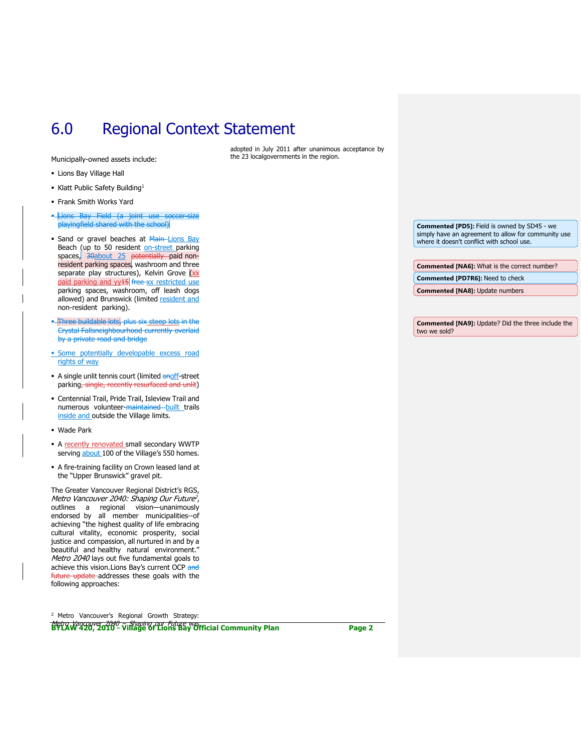# 6.0 Regional Context Statement

Municipally-owned assets include:

- Lions Bay Village Hall
- Klatt Public Safety Building[1]
- Frank Smith Works Yard
- ~~Lions Bay Field (a joint use soccer-size playingfield shared with the school)~~
- Sand or gravel beaches at ~~Main~~ Lions Bay Beach (up to 50 resident on-street parking spaces, ~~30~~about 25 ~~potentially~~ paid non-resident parking spaces, washroom and three separate play structures), Kelvin Grove (xx paid parking and yy~~15~~ ~~free~~ xx restricted use parking spaces, washroom, off leash dogs allowed) and Brunswick (limited resident and non-resident parking).
- ~~Three buildable lots, plus six steep lots in the Crystal Fallsneighbourhood currently overlaid by a private road and bridge~~
- Some potentially developable excess road rights of way
- A single unlit tennis court (limited ~~on~~off-street parking~~, single, recently resurfaced and unlit~~)
- Centennial Trail, Pride Trail, Isleview Trail and numerous volunteer-~~maintained~~ built trails inside and outside the Village limits.
- Wade Park
- A recently renovated small secondary WWTP serving about 100 of the Village's 550 homes.
- A fire-training facility on Crown leased land at the "Upper Brunswick" gravel pit.

The Greater Vancouver Regional District's RGS, *Metro Vancouver 2040: Shaping Our Future*[2], outlines a regional vision—unanimously endorsed by all member municipalities--of achieving "the highest quality of life embracing cultural vitality, economic prosperity, social justice and compassion, all nurtured in and by a beautiful and healthy natural environment." *Metro 2040* lays out five fundamental goals to achieve this vision.Lions Bay's current OCP ~~and future update~~ addresses these goals with the following approaches:

[2] Metro Vancouver's Regional Growth Strategy: *Metro Vancouver 2040 – Shaping our Future* was adopted in July 2011 after unanimous acceptance by the 23 localgovernments in the region.

**Commented [PD5]:** Field is owned by SD45 - we simply have an agreement to allow for community use where it doesn't conflict with school use.

**Commented [NA6]:** What is the correct number?

**Commented [PD7R6]:** Need to check

**Commented [NA8]:** Update numbers

**Commented [NA9]:** Update? Did the three include the two we sold?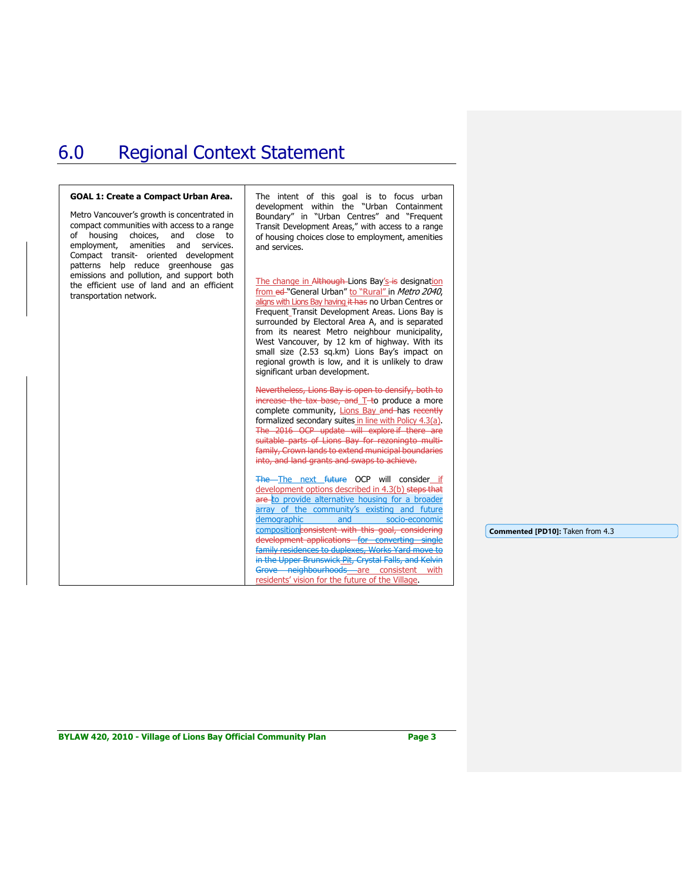# 6.0 Regional Context Statement

**GOAL 1: Create a Compact Urban Area.**

Metro Vancouver's growth is concentrated in compact communities with access to a range of housing choices, and close to employment, amenities and services. Compact transit- oriented development patterns help reduce greenhouse gas emissions and pollution, and support both the efficient use of land and an efficient transportation network.

The intent of this goal is to focus urban development within the "Urban Containment Boundary" in "Urban Centres" and "Frequent Transit Development Areas," with access to a range of housing choices close to employment, amenities and services.

The change in ~~Although~~ Lions Bay's ~~is~~ designation from ~~ed~~ "General Urban" to "Rural" in *Metro 2040*, aligns with Lions Bay having ~~it has~~ no Urban Centres or Frequent Transit Development Areas. Lions Bay is surrounded by Electoral Area A, and is separated from its nearest Metro neighbour municipality, West Vancouver, by 12 km of highway. With its small size (2.53 sq.km) Lions Bay's impact on regional growth is low, and it is unlikely to draw significant urban development.

~~Nevertheless, Lions Bay is open to densify, both to increase the tax base, and~~ T~~t~~o produce a more complete community, Lions Bay ~~and~~ has ~~recently~~ formalized secondary suites in line with Policy 4.3(a). ~~The 2016 OCP update will explore if there are suitable parts of Lions Bay for rezoning to multi-family, Crown lands to extend municipal boundaries into, and land grants and swaps to achieve.~~

~~The~~ The next ~~future~~ OCP will consider if development options described in 4.3(b) ~~steps that are~~ to provide alternative housing for a broader array of the community's existing and future demographic and socio-economic composition ~~consistent with this goal, considering development applications for converting single family residences to duplexes, Works Yard move to in the Upper Brunswick Pit, Crystal Falls, and Kelvin Grove neighbourhoods~~ are consistent with residents' vision for the future of the Village.

**Commented [PD10]:** Taken from 4.3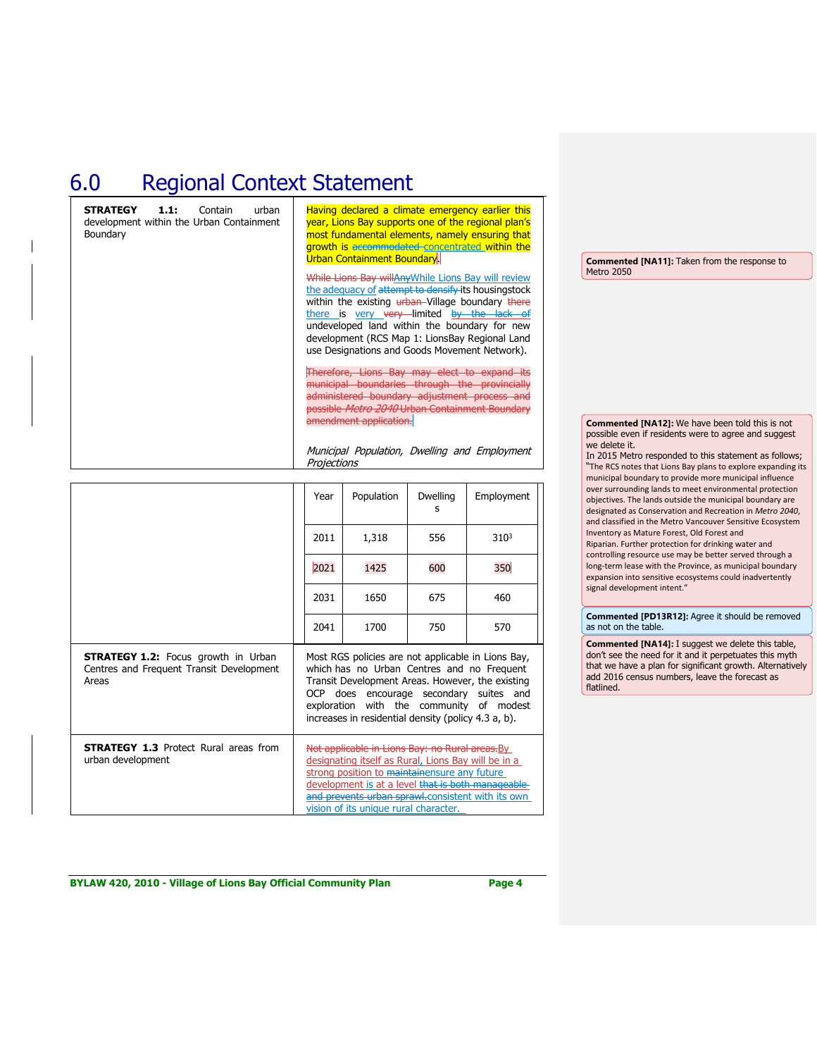# 6.0 Regional Context Statement

| | |
|---|---|
| **STRATEGY 1.1:** Contain urban development within the Urban Containment Boundary | Having declared a climate emergency earlier this year, Lions Bay supports one of the regional plan's most fundamental elements, namely ensuring that growth is ~~accommodated~~ concentrated within the Urban Containment Boundary.<br><br>~~While Lions Bay will~~~~Any~~While Lions Bay will review the adequacy of ~~attempt to densify~~ its housingstock within the existing ~~urban~~ Village boundary ~~there~~ there is very ~~very~~ limited ~~by the lack of~~ undeveloped land within the boundary for new development (RCS Map 1: LionsBay Regional Land use Designations and Goods Movement Network).<br><br>~~Therefore, Lions Bay may elect to expand its municipal boundaries through the provincially administered boundary adjustment process and possible *Metro 2040* Urban Containment Boundary amendment application.~~<br><br>*Municipal Population, Dwelling and Employment Projections* |

| Year | Population | Dwellings | Employment |
|---|---|---|---|
| 2011 | 1,318 | 556 | 310[3] |
| 2021 | 1425 | 600 | 350 |
| 2031 | 1650 | 675 | 460 |
| 2041 | 1700 | 750 | 570 |

| | |
|---|---|
| **STRATEGY 1.2:** Focus growth in Urban Centres and Frequent Transit Development Areas | Most RGS policies are not applicable in Lions Bay, which has no Urban Centres and no Frequent Transit Development Areas. However, the existing OCP does encourage secondary suites and exploration with the community of modest increases in residential density (policy 4.3 a, b). |
| **STRATEGY 1.3** Protect Rural areas from urban development | ~~Not applicable in Lions Bay: no Rural areas.~~By designating itself as Rural, Lions Bay will be in a strong position to ~~maintain~~ensure any future development is at a level ~~that is both manageable and prevents urban sprawl.~~consistent with its own vision of its unique rural character. |

**Commented [NA11]:** Taken from the response to Metro 2050

**Commented [NA12]:** We have been told this is not possible even if residents were to agree and suggest we delete it.
In 2015 Metro responded to this statement as follows; "The RCS notes that Lions Bay plans to explore expanding its municipal boundary to provide more municipal influence over surrounding lands to meet environmental protection objectives. The lands outside the municipal boundary are designated as Conservation and Recreation in *Metro 2040*, and classified in the Metro Vancouver Sensitive Ecosystem Inventory as Mature Forest, Old Forest and Riparian. Further protection for drinking water and controlling resource use may be better served through a long-term lease with the Province, as municipal boundary expansion into sensitive ecosystems could inadvertently signal development intent."

**Commented [PD13R12]:** Agree it should be removed as not on the table.

**Commented [NA14]:** I suggest we delete this table, don't see the need for it and it perpetuates this myth that we have a plan for significant growth. Alternatively add 2016 census numbers, leave the forecast as flatlined.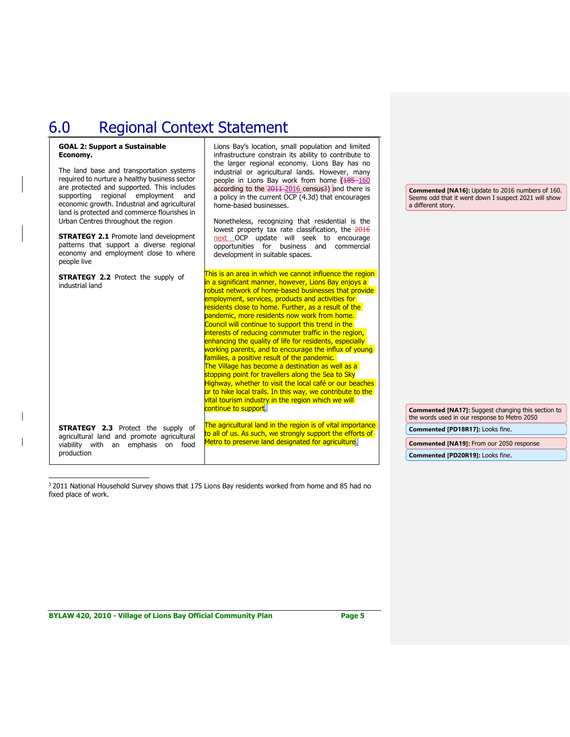# 6.0 Regional Context Statement

| | |
|---|---|
| **GOAL 2: Support a Sustainable Economy.**<br><br>The land base and transportation systems required to nurture a healthy business sector are protected and supported. This includes supporting regional employment and economic growth. Industrial and agricultural land is protected and commerce flourishes in Urban Centres throughout the region<br><br>**STRATEGY 2.1** Promote land development patterns that support a diverse regional economy and employment close to where people live | Lions Bay's location, small population and limited infrastructure constrain its ability to contribute to the larger regional economy. Lions Bay has no industrial or agricultural lands. However, many people in Lions Bay work from home (~~185~~ 160 according to the ~~2011~~ 2016 census~~3~~) and there is a policy in the current OCP (4.3d) that encourages home-based businesses.<br><br>Nonetheless, recognizing that residential is the lowest property tax rate classification, the ~~2016~~ next OCP update will seek to encourage opportunities for business and commercial development in suitable spaces. |
| **STRATEGY 2.2** Protect the supply of industrial land | This is an area in which we cannot influence the region in a significant manner, however, Lions Bay enjoys a robust network of home-based businesses that provide employment, services, products and activities for residents close to home. Further, as a result of the pandemic, more residents now work from home. Council will continue to support this trend in the interests of reducing commuter traffic in the region, enhancing the quality of life for residents, especially working parents, and to encourage the influx of young families, a positive result of the pandemic.<br>The Village has become a destination as well as a stopping point for travellers along the Sea to Sky Highway, whether to visit the local café or our beaches or to hike local trails. In this way, we contribute to the vital tourism industry in the region which we will continue to support. |
| **STRATEGY 2.3** Protect the supply of agricultural land and promote agricultural viability with an emphasis on food production | The agricultural land in the region is of vital importance to all of us. As such, we strongly support the efforts of Metro to preserve land designated for agriculture. |

**Commented [NA16]:** Update to 2016 numbers of 160. Seems odd that it went down I suspect 2021 will show a different story.

**Commented [NA17]:** Suggest changing this section to the words used in our response to Metro 2050

**Commented [PD18R17]:** Looks fine.

**Commented [NA19]:** From our 2050 response

**Commented [PD20R19]:** Looks fine.

[3] 2011 National Household Survey shows that 175 Lions Bay residents worked from home and 85 had no fixed place of work.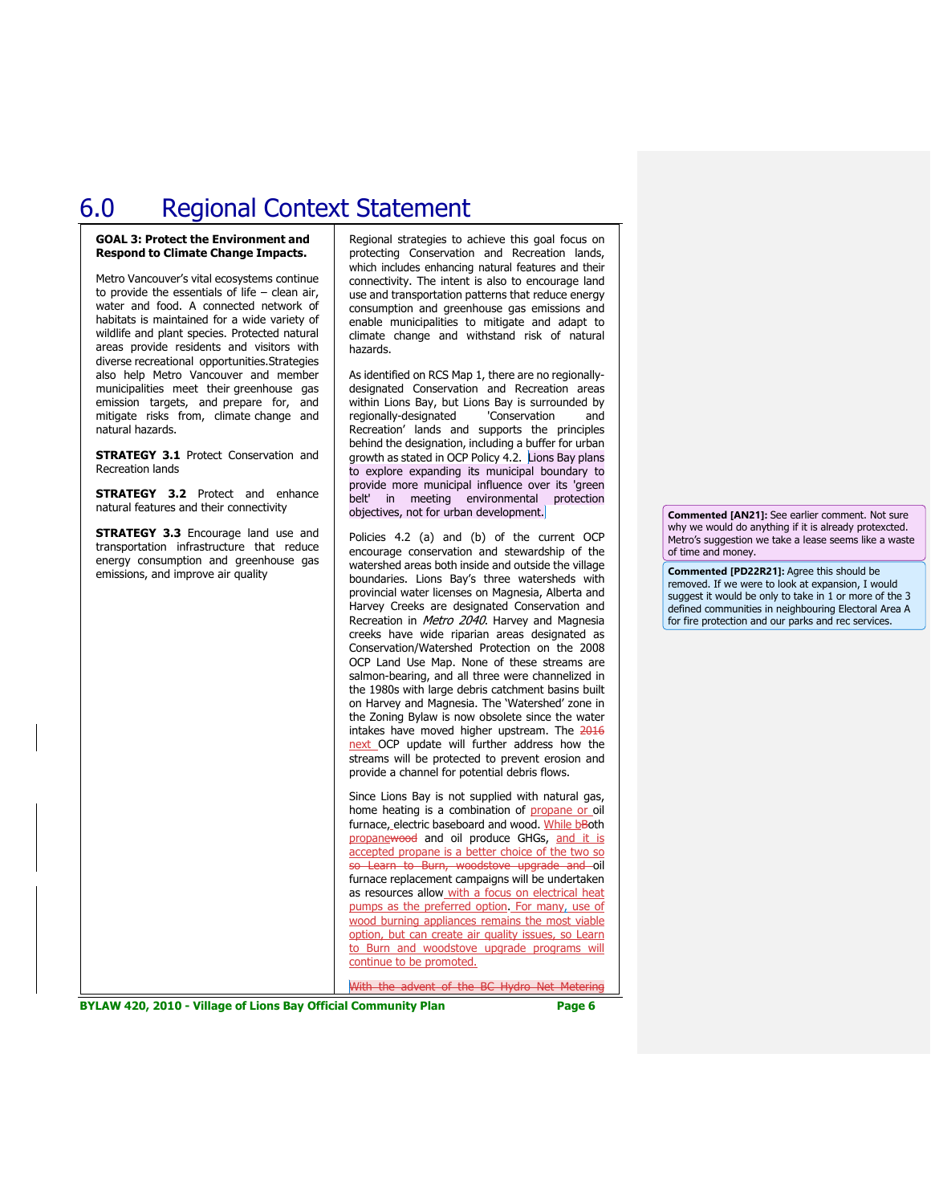# 6.0 Regional Context Statement

**GOAL 3: Protect the Environment and Respond to Climate Change Impacts.**

Metro Vancouver's vital ecosystems continue to provide the essentials of life – clean air, water and food. A connected network of habitats is maintained for a wide variety of wildlife and plant species. Protected natural areas provide residents and visitors with diverse recreational opportunities.Strategies also help Metro Vancouver and member municipalities meet their greenhouse gas emission targets, and prepare for, and mitigate risks from, climate change and natural hazards.

**STRATEGY 3.1** Protect Conservation and Recreation lands

**STRATEGY 3.2** Protect and enhance natural features and their connectivity

**STRATEGY 3.3** Encourage land use and transportation infrastructure that reduce energy consumption and greenhouse gas emissions, and improve air quality

Regional strategies to achieve this goal focus on protecting Conservation and Recreation lands, which includes enhancing natural features and their connectivity. The intent is also to encourage land use and transportation patterns that reduce energy consumption and greenhouse gas emissions and enable municipalities to mitigate and adapt to climate change and withstand risk of natural hazards.

As identified on RCS Map 1, there are no regionally-designated Conservation and Recreation areas within Lions Bay, but Lions Bay is surrounded by regionally-designated 'Conservation and Recreation' lands and supports the principles behind the designation, including a buffer for urban growth as stated in OCP Policy 4.2. Lions Bay plans to explore expanding its municipal boundary to provide more municipal influence over its 'green belt' in meeting environmental protection objectives, not for urban development.

Policies 4.2 (a) and (b) of the current OCP encourage conservation and stewardship of the watershed areas both inside and outside the village boundaries. Lions Bay's three watersheds with provincial water licenses on Magnesia, Alberta and Harvey Creeks are designated Conservation and Recreation in *Metro 2040*. Harvey and Magnesia creeks have wide riparian areas designated as Conservation/Watershed Protection on the 2008 OCP Land Use Map. None of these streams are salmon-bearing, and all three were channelized in the 1980s with large debris catchment basins built on Harvey and Magnesia. The 'Watershed' zone in the Zoning Bylaw is now obsolete since the water intakes have moved higher upstream. The ~~2016~~ next OCP update will further address how the streams will be protected to prevent erosion and provide a channel for potential debris flows.

Since Lions Bay is not supplied with natural gas, home heating is a combination of propane or oil furnace, electric baseboard and wood. While ~~b~~Both propane~~wood~~ and oil produce GHGs, and it is accepted propane is a better choice of the two so ~~so Learn to Burn, woodstove upgrade and~~ oil furnace replacement campaigns will be undertaken as resources allow with a focus on electrical heat pumps as the preferred option. For many, use of wood burning appliances remains the most viable option, but can create air quality issues, so Learn to Burn and woodstove upgrade programs will continue to be promoted.

~~With the advent of the BC Hydro Net Metering~~

**Commented [AN21]:** See earlier comment. Not sure why we would do anything if it is already protexcted. Metro's suggestion we take a lease seems like a waste of time and money.

**Commented [PD22R21]:** Agree this should be removed. If we were to look at expansion, I would suggest it would be only to take in 1 or more of the 3 defined communities in neighbouring Electoral Area A for fire protection and our parks and rec services.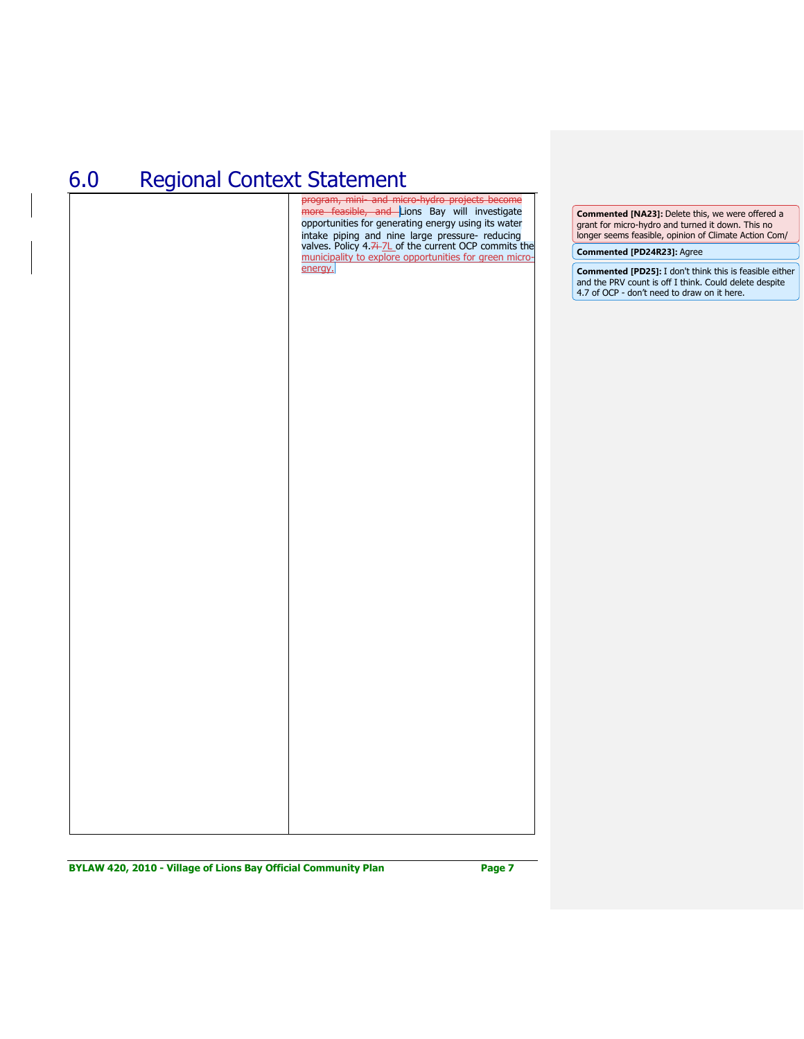# 6.0 Regional Context Statement

| | |
|---|---|
| | ~~program, mini- and micro-hydro projects become more feasible, and~~ Lions Bay will investigate opportunities for generating energy using its water intake piping and nine large pressure- reducing valves. Policy 4.~~7l~~ 7L of the current OCP commits the municipality to explore opportunities for green micro-energy. |

**Commented [NA23]:** Delete this, we were offered a grant for micro-hydro and turned it down. This no longer seems feasible, opinion of Climate Action Com/

**Commented [PD24R23]:** Agree

**Commented [PD25]:** I don't think this is feasible either and the PRV count is off I think. Could delete despite 4.7 of OCP - don't need to draw on it here.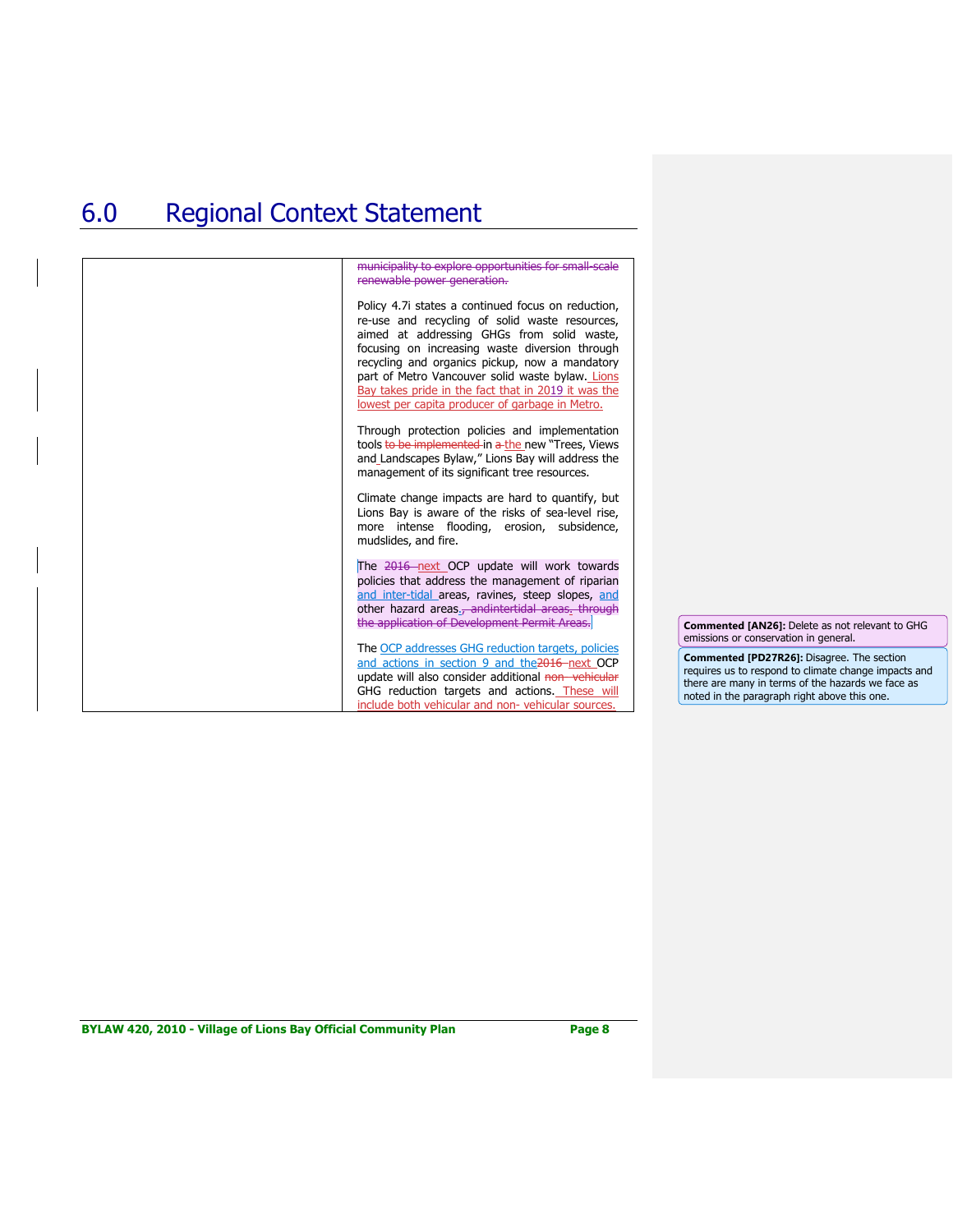# 6.0 Regional Context Statement

| | |
|---|---|
| | ~~municipality to explore opportunities for small-scale renewable power generation.~~ <br><br> Policy 4.7i states a continued focus on reduction, re-use and recycling of solid waste resources, aimed at addressing GHGs from solid waste, focusing on increasing waste diversion through recycling and organics pickup, now a mandatory part of Metro Vancouver solid waste bylaw. Lions Bay takes pride in the fact that in 2019 it was the lowest per capita producer of garbage in Metro. <br><br> Through protection policies and implementation tools ~~to be implemented~~ in ~~a~~ the new "Trees, Views and Landscapes Bylaw," Lions Bay will address the management of its significant tree resources. <br><br> Climate change impacts are hard to quantify, but Lions Bay is aware of the risks of sea-level rise, more intense flooding, erosion, subsidence, mudslides, and fire. <br><br> The ~~2016~~ next OCP update will work towards policies that address the management of riparian and inter-tidal areas, ravines, steep slopes, and other hazard areas. ~~, andintertidal areas, through the application of Development Permit Areas.~~ <br><br> The OCP addresses GHG reduction targets, policies and actions in section 9 and the ~~2016~~ next OCP update will also consider additional ~~non-vehicular~~ GHG reduction targets and actions. These will include both vehicular and non- vehicular sources. |

**Commented [AN26]:** Delete as not relevant to GHG emissions or conservation in general.

**Commented [PD27R26]:** Disagree. The section requires us to respond to climate change impacts and there are many in terms of the hazards we face as noted in the paragraph right above this one.

BYLAW 420, 2010 - Village of Lions Bay Official Community Plan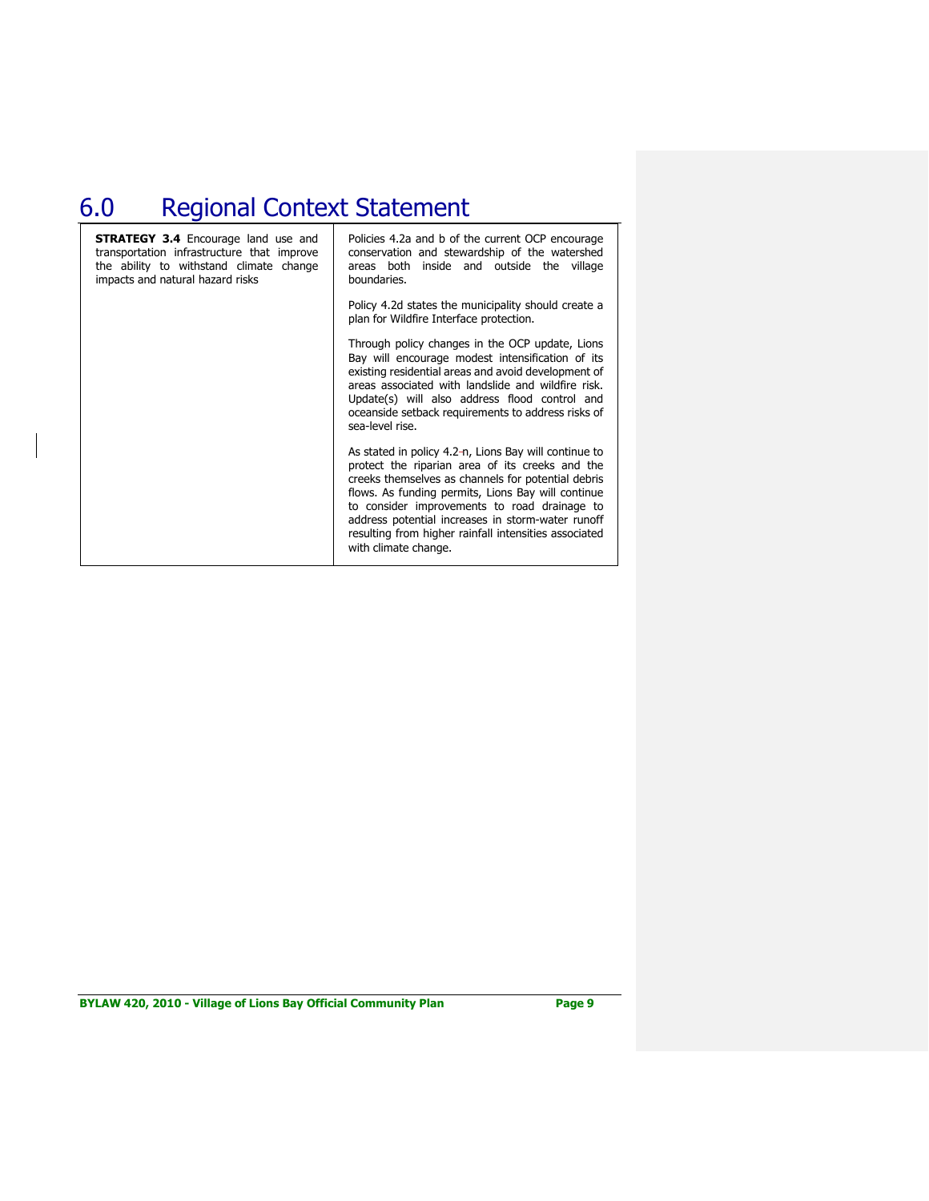# 6.0 Regional Context Statement

| | |
|---|---|
| **STRATEGY 3.4** Encourage land use and transportation infrastructure that improve the ability to withstand climate change impacts and natural hazard risks | Policies 4.2a and b of the current OCP encourage conservation and stewardship of the watershed areas both inside and outside the village boundaries.<br><br>Policy 4.2d states the municipality should create a plan for Wildfire Interface protection.<br><br>Through policy changes in the OCP update, Lions Bay will encourage modest intensification of its existing residential areas and avoid development of areas associated with landslide and wildfire risk. Update(s) will also address flood control and oceanside setback requirements to address risks of sea-level rise.<br><br>As stated in policy 4.2n, Lions Bay will continue to protect the riparian area of its creeks and the creeks themselves as channels for potential debris flows. As funding permits, Lions Bay will continue to consider improvements to road drainage to address potential increases in storm-water runoff resulting from higher rainfall intensities associated with climate change. |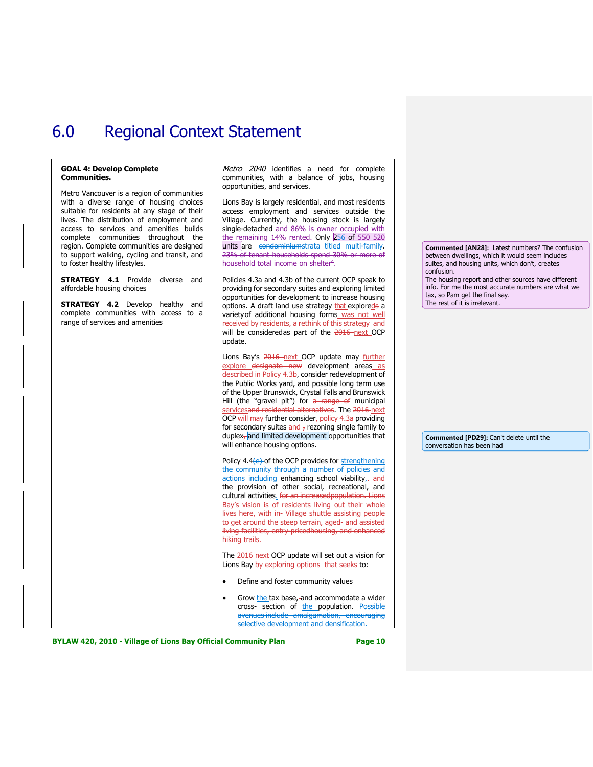# 6.0 Regional Context Statement

**GOAL 4: Develop Complete Communities.**

Metro Vancouver is a region of communities with a diverse range of housing choices suitable for residents at any stage of their lives. The distribution of employment and access to services and amenities builds complete communities throughout the region. Complete communities are designed to support walking, cycling and transit, and to foster healthy lifestyles.

**STRATEGY 4.1** Provide diverse and affordable housing choices

**STRATEGY 4.2** Develop healthy and complete communities with access to a range of services and amenities

*Metro 2040* identifies a need for complete communities, with a balance of jobs, housing opportunities, and services.

Lions Bay is largely residential, and most residents access employment and services outside the Village. Currently, the housing stock is largely single-detached ~~and 86% is owner occupied with the remaining 14% rented.~~ Only 256 of ~~550~~ 520 units are ~~condominium~~ strata titled multi-family. ~~23% of tenant households spend 30% or more of household total income on shelter[4].~~

Policies 4.3a and 4.3b of the current OCP speak to providing for secondary suites and exploring limited opportunities for development to increase housing options. A draft land use strategy that explored~~s~~ a variety of additional housing forms was not well received by residents, a rethink of this strategy ~~and~~ will be considered as part of the ~~2016~~ next OCP update.

Lions Bay's ~~2016~~ next OCP update may further explore ~~designate new~~ development areas as described in Policy 4.3b, consider redevelopment of the Public Works yard, and possible long term use of the Upper Brunswick, Crystal Falls and Brunswick Hill (the "gravel pit") for ~~a range of~~ municipal services~~and residential alternatives~~. The ~~2016~~ next OCP ~~will~~ may further consider, policy 4.3a providing for secondary suites and~~,~~ rezoning single family to duplex~~,~~ and limited development opportunities that will enhance housing options.

Policy 4.4~~(e)~~ of the OCP provides for strengthening the community through a number of policies and actions including enhancing school viability, ~~and~~ the provision of other social, recreational, and cultural activities. ~~for an increased population. Lions Bay's vision is of residents living out their whole lives here, with in- Village shuttle assisting people to get around the steep terrain, aged- and assisted living facilities, entry-priced housing, and enhanced hiking trails.~~

The ~~2016~~ next OCP update will set out a vision for Lions Bay by exploring options ~~that seeks~~ to:

- Define and foster community values
- Grow the tax base, and accommodate a wider cross- section of the population. ~~Possible avenues include amalgamation, encouraging selective development and densification.~~

**Commented [AN28]:** Latest numbers? The confusion between dwellings, which it would seem includes suites, and housing units, which don't, creates confusion.
The housing report and other sources have different info. For me the most accurate numbers are what we tax, so Pam get the final say.
The rest of it is irrelevant.

**Commented [PD29]:** Can't delete until the conversation has been had

BYLAW 420, 2010 - Village of Lions Bay Official Community Plan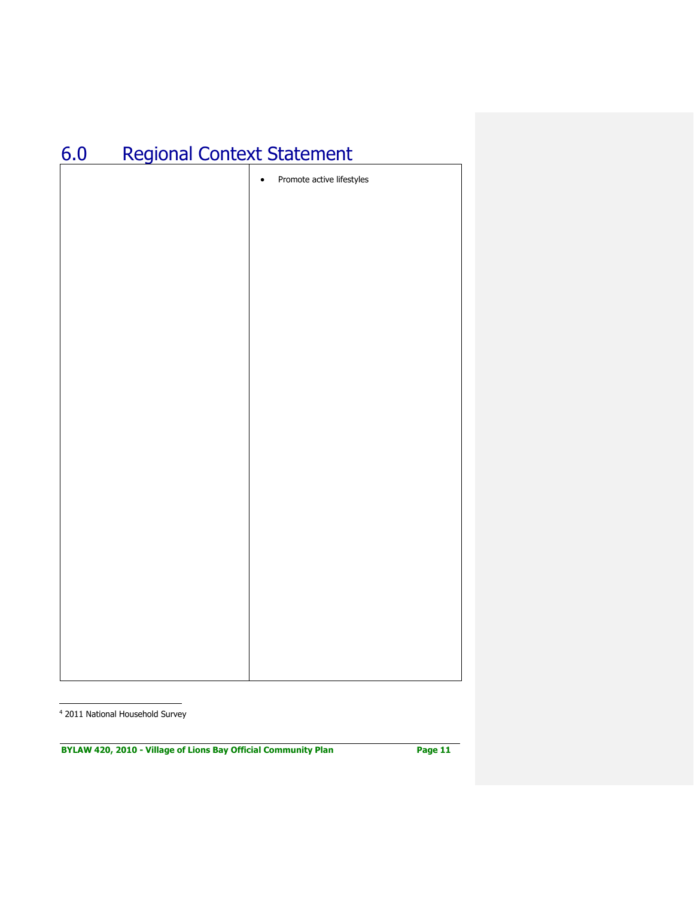# 6.0 Regional Context Statement

| | |
|---|---|
| | • Promote active lifestyles |

[4] 2011 National Household Survey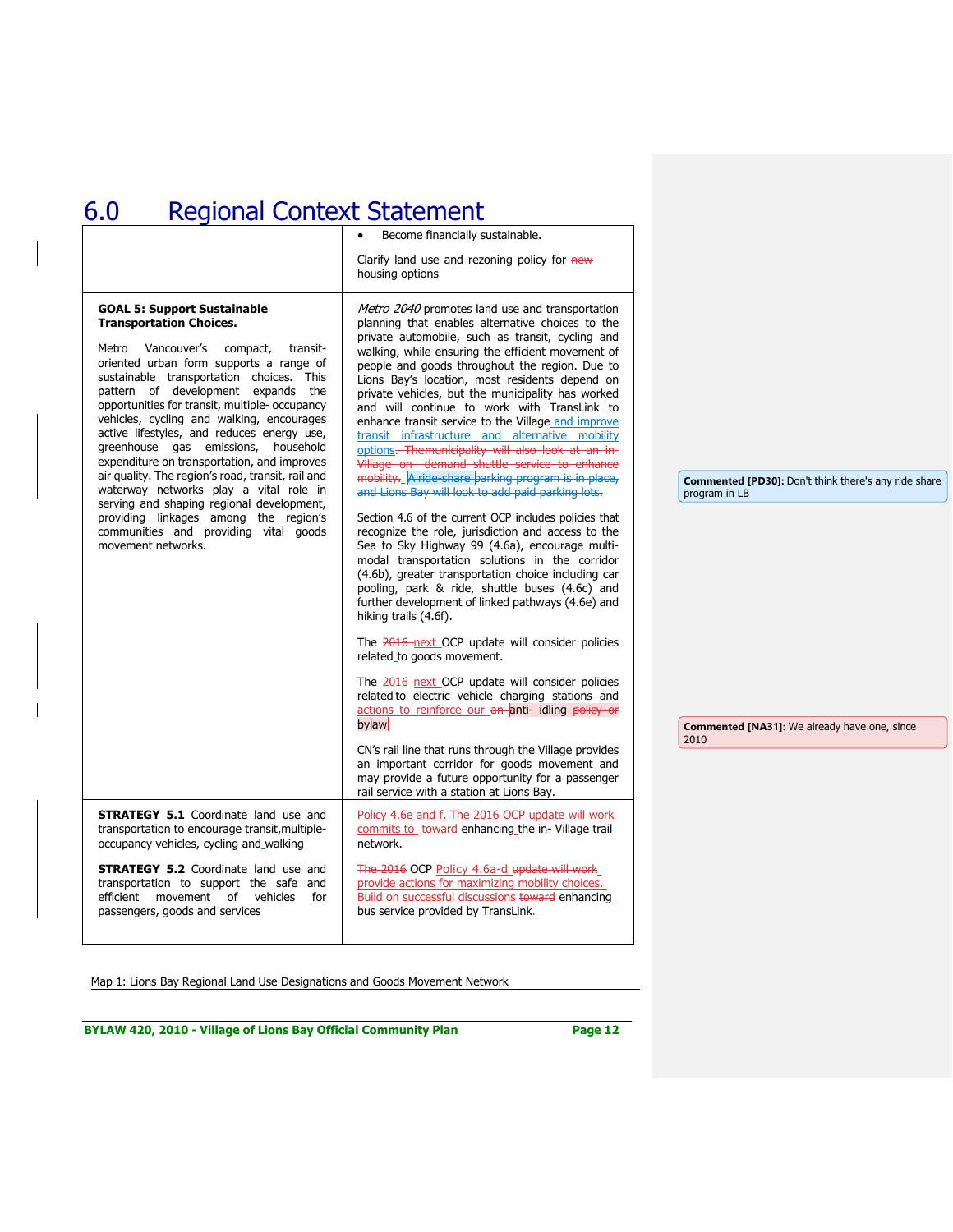# 6.0 Regional Context Statement

| | |
|---|---|
| | • Become financially sustainable.<br><br>Clarify land use and rezoning policy for ~~new~~ housing options |
| **GOAL 5: Support Sustainable Transportation Choices.**<br><br>Metro Vancouver's compact, transit-oriented urban form supports a range of sustainable transportation choices. This pattern of development expands the opportunities for transit, multiple- occupancy vehicles, cycling and walking, encourages active lifestyles, and reduces energy use, greenhouse gas emissions, household expenditure on transportation, and improves air quality. The region's road, transit, rail and waterway networks play a vital role in serving and shaping regional development, providing linkages among the region's communities and providing vital goods movement networks. | *Metro 2040* promotes land use and transportation planning that enables alternative choices to the private automobile, such as transit, cycling and walking, while ensuring the efficient movement of people and goods throughout the region. Due to Lions Bay's location, most residents depend on private vehicles, but the municipality has worked and will continue to work with TransLink to enhance transit service to the Village and improve transit infrastructure and alternative mobility options. ~~The municipality will also look at an in-Village on- demand shuttle service to enhance mobility.~~ ~~A ride-share parking program is in place, and Lions Bay will look to add paid parking lots.~~<br><br>Section 4.6 of the current OCP includes policies that recognize the role, jurisdiction and access to the Sea to Sky Highway 99 (4.6a), encourage multi-modal transportation solutions in the corridor (4.6b), greater transportation choice including car pooling, park & ride, shuttle buses (4.6c) and further development of linked pathways (4.6e) and hiking trails (4.6f).<br><br>The ~~2016~~ next OCP update will consider policies related to goods movement.<br><br>The ~~2016~~ next OCP update will consider policies related to electric vehicle charging stations and actions to reinforce our ~~an~~ anti- idling ~~policy or~~ bylaw.<br><br>CN's rail line that runs through the Village provides an important corridor for goods movement and may provide a future opportunity for a passenger rail service with a station at Lions Bay. |
| **STRATEGY 5.1** Coordinate land use and transportation to encourage transit, multiple-occupancy vehicles, cycling and walking<br><br>**STRATEGY 5.2** Coordinate land use and transportation to support the safe and efficient movement of vehicles for passengers, goods and services | Policy 4.6e and f, ~~The 2016 OCP update will work~~ commits to ~~toward~~ enhancing the in- Village trail network.<br><br>~~The 2016~~ OCP Policy 4.6a-d ~~update will work~~ provide actions for maximizing mobility choices. Build on successful discussions ~~toward~~ enhancing bus service provided by TransLink. |

Map 1: Lions Bay Regional Land Use Designations and Goods Movement Network

> **Commented [PD30]:** Don't think there's any ride share program in LB

> **Commented [NA31]:** We already have one, since 2010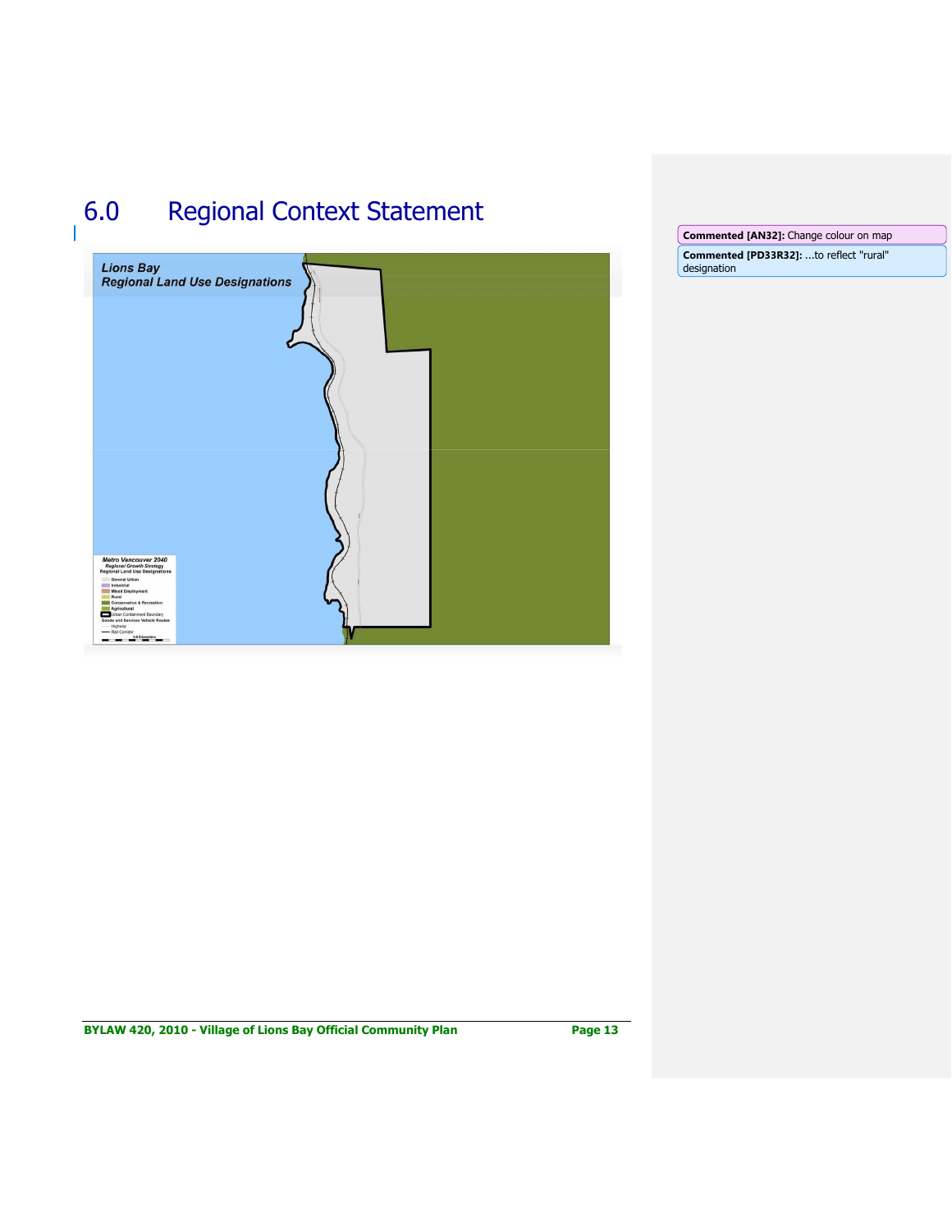# 6.0 Regional Context Statement

Lions Bay
Regional Land Use Designations

Metro Vancouver 2040
Regional Growth Strategy
Regional Land Use Designations

General Urban
Industrial
Mixed Employment
Rural
Conservation & Recreation
Agricultural
Urban Containment Boundary
Goods and Services Vehicle Routes
Highway
Rail Corridor

**Commented [AN32]:** Change colour on map

**Commented [PD33R32]:** ...to reflect "rural" designation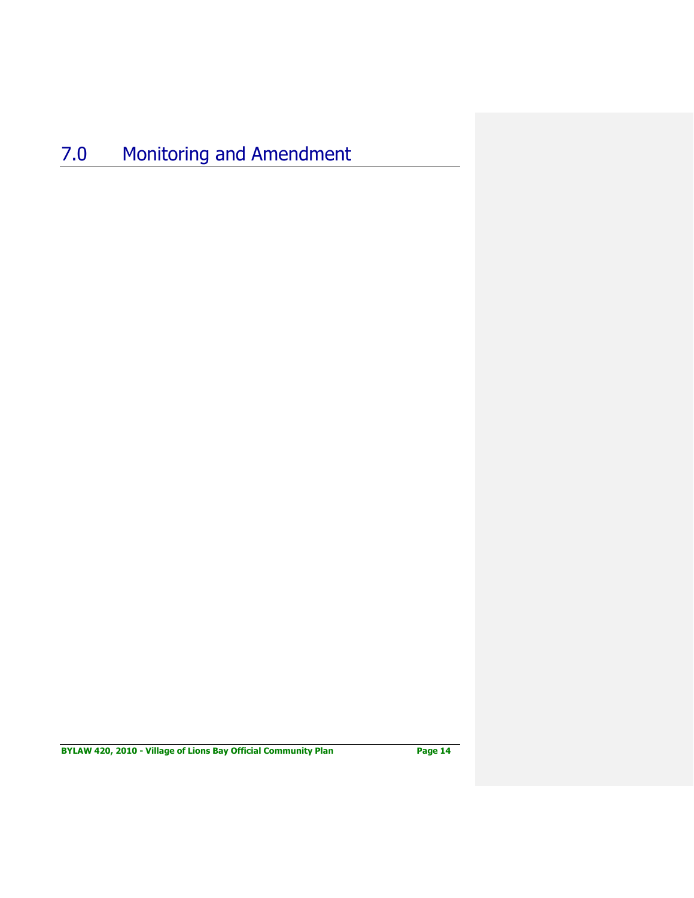# 7.0 Monitoring and Amendment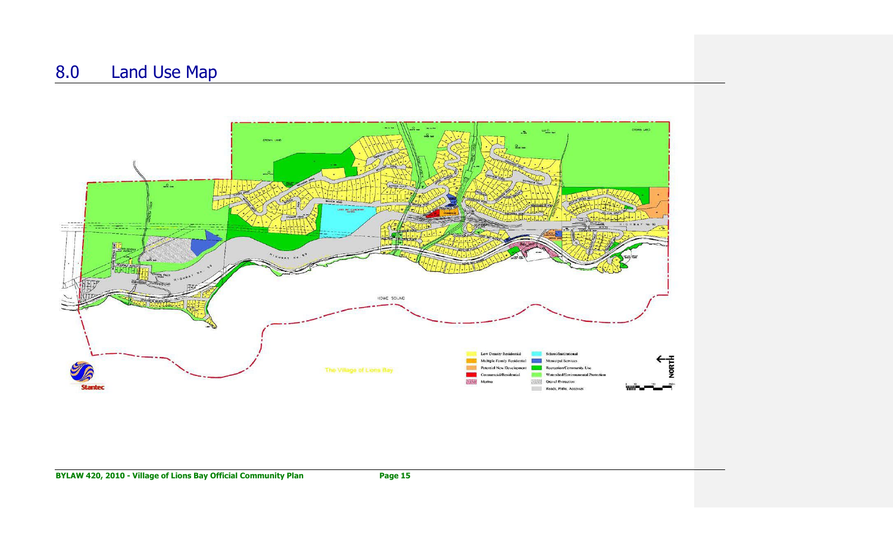## 8.0 Land Use Map

CROWN LAND

CROWN LAND

HIGHWAY No. 99

HOWE SOUND

The Village of Lions Bay

Low Density Residential

Multiple Family Residential

Potential New Development

Commercial/Residential

Marina

School/Institutional

Municipal Services

Recreation/Community Use

Watershed/Environmental Protection

Gravel Extraction

Roads, Paths, Accesses

NORTH

Stantec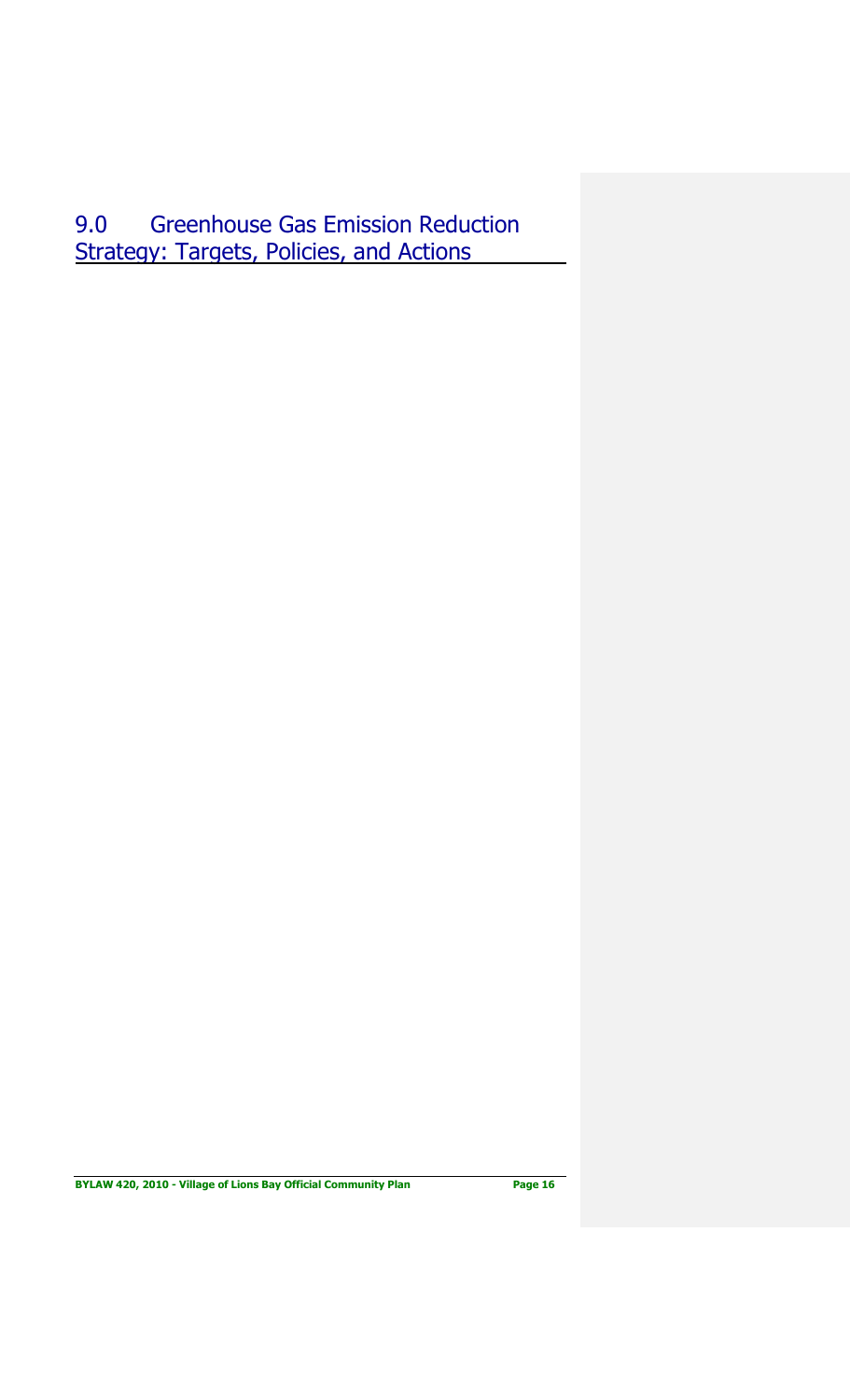# 9.0 Greenhouse Gas Emission Reduction Strategy: Targets, Policies, and Actions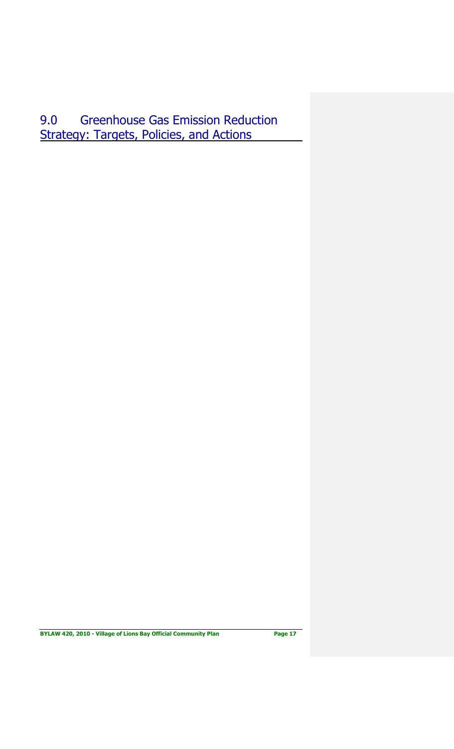# 9.0 Greenhouse Gas Emission Reduction Strategy: Targets, Policies, and Actions